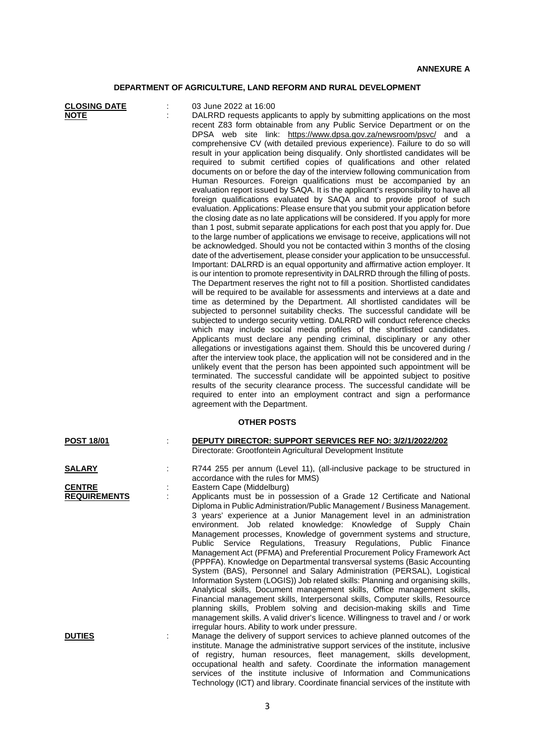**ANNEXURE A**

## DEPARTMENT OF AGRICULTURE, LAND REFORM AND RURAL DEVELOPMENT

**CLOSING DATE** : 03 June 2022 at 16:00

**NOTE** : DALRRD requests applicants to apply by submitting applications on the most recent Z83 form obtainable from any Public Service Department or on the DPSA web site link: https://www.dpsa.gov.za/newsroom/psvc/ and a comprehensive CV (with detailed previous experience). Failure to do so will result in your application being disqualify. Only shortlisted candidates will be required to submit certified copies of qualifications and other related documents on or before the day of the interview following communication from Human Resources. Foreign qualifications must be accompanied by an evaluation report issued by SAQA. It is the applicant's responsibility to have all foreign qualifications evaluated by SAQA and to provide proof of such evaluation. Applications: Please ensure that you submit your application before the closing date as no late applications will be considered. If you apply for more than 1 post, submit separate applications for each post that you apply for. Due to the large number of applications we envisage to receive, applications will not be acknowledged. Should you not be contacted within 3 months of the closing date of the advertisement, please consider your application to be unsuccessful. Important: DALRRD is an equal opportunity and affirmative action employer. It is our intention to promote representivity in DALRRD through the filling of posts. The Department reserves the right not to fill a position. Shortlisted candidates will be required to be available for assessments and interviews at a date and time as determined by the Department. All shortlisted candidates will be subjected to personnel suitability checks. The successful candidate will be subjected to undergo security vetting. DALRRD will conduct reference checks which may include social media profiles of the shortlisted candidates. Applicants must declare any pending criminal, disciplinary or any other allegations or investigations against them. Should this be uncovered during / after the interview took place, the application will not be considered and in the unlikely event that the person has been appointed such appointment will be terminated. The successful candidate will be appointed subject to positive results of the security clearance process. The successful candidate will be required to enter into an employment contract and sign a performance agreement with the Department.

### OTHER POSTS

**POST 18/01** : **DEPUTY DIRECTOR: SUPPORT SERVICES REF NO: 3/2/1/2022/202**
Directorate: Grootfontein Agricultural Development Institute

**SALARY** : R744 255 per annum (Level 11), (all-inclusive package to be structured in accordance with the rules for MMS)

**CENTRE** : Eastern Cape (Middelburg)

**REQUIREMENTS** : Applicants must be in possession of a Grade 12 Certificate and National Diploma in Public Administration/Public Management / Business Management. 3 years' experience at a Junior Management level in an administration environment. Job related knowledge: Knowledge of Supply Chain Management processes, Knowledge of government systems and structure, Public Service Regulations, Treasury Regulations, Public Finance Management Act (PFMA) and Preferential Procurement Policy Framework Act (PPPFA). Knowledge on Departmental transversal systems (Basic Accounting System (BAS), Personnel and Salary Administration (PERSAL), Logistical Information System (LOGIS)) Job related skills: Planning and organising skills, Analytical skills, Document management skills, Office management skills, Financial management skills, Interpersonal skills, Computer skills, Resource planning skills, Problem solving and decision-making skills and Time management skills. A valid driver's licence. Willingness to travel and / or work irregular hours. Ability to work under pressure.

**DUTIES** : Manage the delivery of support services to achieve planned outcomes of the institute. Manage the administrative support services of the institute, inclusive of registry, human resources, fleet management, skills development, occupational health and safety. Coordinate the information management services of the institute inclusive of Information and Communications Technology (ICT) and library. Coordinate financial services of the institute with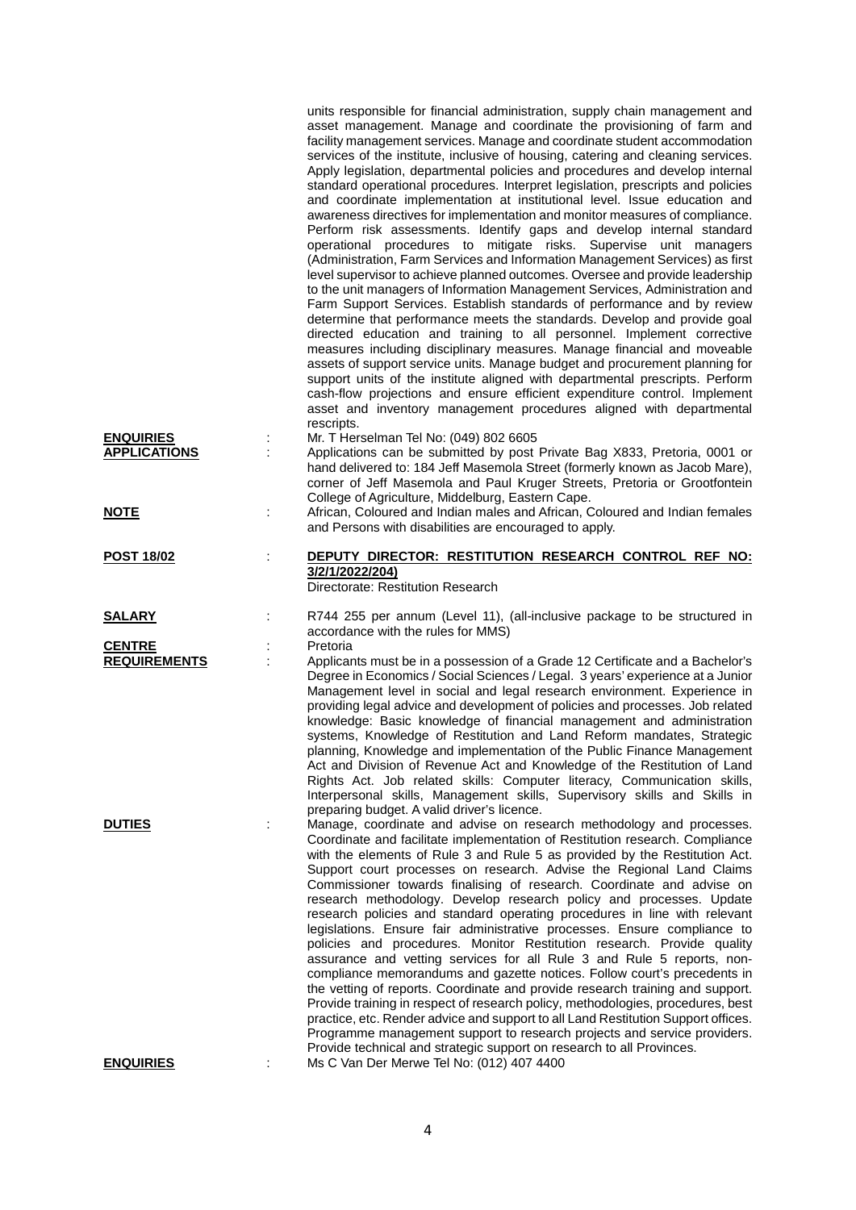units responsible for financial administration, supply chain management and asset management. Manage and coordinate the provisioning of farm and facility management services. Manage and coordinate student accommodation services of the institute, inclusive of housing, catering and cleaning services. Apply legislation, departmental policies and procedures and develop internal standard operational procedures. Interpret legislation, prescripts and policies and coordinate implementation at institutional level. Issue education and awareness directives for implementation and monitor measures of compliance. Perform risk assessments. Identify gaps and develop internal standard operational procedures to mitigate risks. Supervise unit managers (Administration, Farm Services and Information Management Services) as first level supervisor to achieve planned outcomes. Oversee and provide leadership to the unit managers of Information Management Services, Administration and Farm Support Services. Establish standards of performance and by review determine that performance meets the standards. Develop and provide goal directed education and training to all personnel. Implement corrective measures including disciplinary measures. Manage financial and moveable assets of support service units. Manage budget and procurement planning for support units of the institute aligned with departmental prescripts. Perform cash-flow projections and ensure efficient expenditure control. Implement asset and inventory management procedures aligned with departmental rescripts.

**ENQUIRIES** : Mr. T Herselman Tel No: (049) 802 6605

**APPLICATIONS** : Applications can be submitted by post Private Bag X833, Pretoria, 0001 or hand delivered to: 184 Jeff Masemola Street (formerly known as Jacob Mare), corner of Jeff Masemola and Paul Kruger Streets, Pretoria or Grootfontein College of Agriculture, Middelburg, Eastern Cape.

**NOTE** : African, Coloured and Indian males and African, Coloured and Indian females and Persons with disabilities are encouraged to apply.

**POST 18/02** : **DEPUTY DIRECTOR: RESTITUTION RESEARCH CONTROL REF NO: 3/2/1/2022/204)**
Directorate: Restitution Research

**SALARY** : R744 255 per annum (Level 11), (all-inclusive package to be structured in accordance with the rules for MMS)

**CENTRE** : Pretoria

**REQUIREMENTS** : Applicants must be in a possession of a Grade 12 Certificate and a Bachelor's Degree in Economics / Social Sciences / Legal. 3 years' experience at a Junior Management level in social and legal research environment. Experience in providing legal advice and development of policies and processes. Job related knowledge: Basic knowledge of financial management and administration systems, Knowledge of Restitution and Land Reform mandates, Strategic planning, Knowledge and implementation of the Public Finance Management Act and Division of Revenue Act and Knowledge of the Restitution of Land Rights Act. Job related skills: Computer literacy, Communication skills, Interpersonal skills, Management skills, Supervisory skills and Skills in preparing budget. A valid driver's licence.

**DUTIES** : Manage, coordinate and advise on research methodology and processes. Coordinate and facilitate implementation of Restitution research. Compliance with the elements of Rule 3 and Rule 5 as provided by the Restitution Act. Support court processes on research. Advise the Regional Land Claims Commissioner towards finalising of research. Coordinate and advise on research methodology. Develop research policy and processes. Update research policies and standard operating procedures in line with relevant legislations. Ensure fair administrative processes. Ensure compliance to policies and procedures. Monitor Restitution research. Provide quality assurance and vetting services for all Rule 3 and Rule 5 reports, non-compliance memorandums and gazette notices. Follow court's precedents in the vetting of reports. Coordinate and provide research training and support. Provide training in respect of research policy, methodologies, procedures, best practice, etc. Render advice and support to all Land Restitution Support offices. Programme management support to research projects and service providers. Provide technical and strategic support on research to all Provinces.

**ENQUIRIES** : Ms C Van Der Merwe Tel No: (012) 407 4400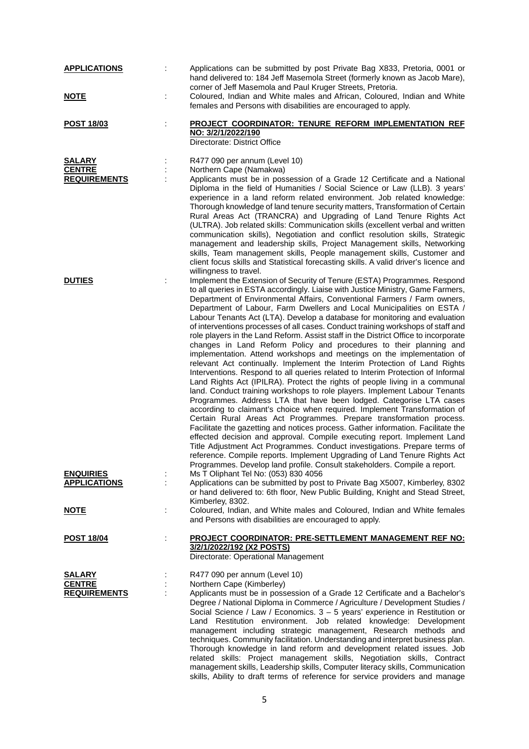**APPLICATIONS** : Applications can be submitted by post Private Bag X833, Pretoria, 0001 or hand delivered to: 184 Jeff Masemola Street (formerly known as Jacob Mare), corner of Jeff Masemola and Paul Kruger Streets, Pretoria.

**NOTE** : Coloured, Indian and White males and African, Coloured, Indian and White females and Persons with disabilities are encouraged to apply.

**POST 18/03** : **PROJECT COORDINATOR: TENURE REFORM IMPLEMENTATION REF NO: 3/2/1/2022/190**
Directorate: District Office

**SALARY** : R477 090 per annum (Level 10)

**CENTRE** : Northern Cape (Namakwa)

**REQUIREMENTS** : Applicants must be in possession of a Grade 12 Certificate and a National Diploma in the field of Humanities / Social Science or Law (LLB). 3 years' experience in a land reform related environment. Job related knowledge: Thorough knowledge of land tenure security matters, Transformation of Certain Rural Areas Act (TRANCRA) and Upgrading of Land Tenure Rights Act (ULTRA). Job related skills: Communication skills (excellent verbal and written communication skills), Negotiation and conflict resolution skills, Strategic management and leadership skills, Project Management skills, Networking skills, Team management skills, People management skills, Customer and client focus skills and Statistical forecasting skills. A valid driver's licence and willingness to travel.

**DUTIES** : Implement the Extension of Security of Tenure (ESTA) Programmes. Respond to all queries in ESTA accordingly. Liaise with Justice Ministry, Game Farmers, Department of Environmental Affairs, Conventional Farmers / Farm owners, Department of Labour, Farm Dwellers and Local Municipalities on ESTA / Labour Tenants Act (LTA). Develop a database for monitoring and evaluation of interventions processes of all cases. Conduct training workshops of staff and role players in the Land Reform. Assist staff in the District Office to incorporate changes in Land Reform Policy and procedures to their planning and implementation. Attend workshops and meetings on the implementation of relevant Act continually. Implement the Interim Protection of Land Rights Interventions. Respond to all queries related to Interim Protection of Informal Land Rights Act (IPILRA). Protect the rights of people living in a communal land. Conduct training workshops to role players. Implement Labour Tenants Programmes. Address LTA that have been lodged. Categorise LTA cases according to claimant's choice when required. Implement Transformation of Certain Rural Areas Act Programmes. Prepare transformation process. Facilitate the gazetting and notices process. Gather information. Facilitate the effected decision and approval. Compile executing report. Implement Land Title Adjustment Act Programmes. Conduct investigations. Prepare terms of reference. Compile reports. Implement Upgrading of Land Tenure Rights Act Programmes. Develop land profile. Consult stakeholders. Compile a report.

**ENQUIRIES** : Ms T Oliphant Tel No: (053) 830 4056

**APPLICATIONS** : Applications can be submitted by post to Private Bag X5007, Kimberley, 8302 or hand delivered to: 6th floor, New Public Building, Knight and Stead Street, Kimberley, 8302.

**NOTE** : Coloured, Indian, and White males and Coloured, Indian and White females and Persons with disabilities are encouraged to apply.

**POST 18/04** : **PROJECT COORDINATOR: PRE-SETTLEMENT MANAGEMENT REF NO: 3/2/1/2022/192 (X2 POSTS)**
Directorate: Operational Management

**SALARY** : R477 090 per annum (Level 10)

**CENTRE** : Northern Cape (Kimberley)

**REQUIREMENTS** : Applicants must be in possession of a Grade 12 Certificate and a Bachelor's Degree / National Diploma in Commerce / Agriculture / Development Studies / Social Science / Law / Economics. 3 – 5 years' experience in Restitution or Land Restitution environment. Job related knowledge: Development management including strategic management, Research methods and techniques. Community facilitation. Understanding and interpret business plan. Thorough knowledge in land reform and development related issues. Job related skills: Project management skills, Negotiation skills, Contract management skills, Leadership skills, Computer literacy skills, Communication skills, Ability to draft terms of reference for service providers and manage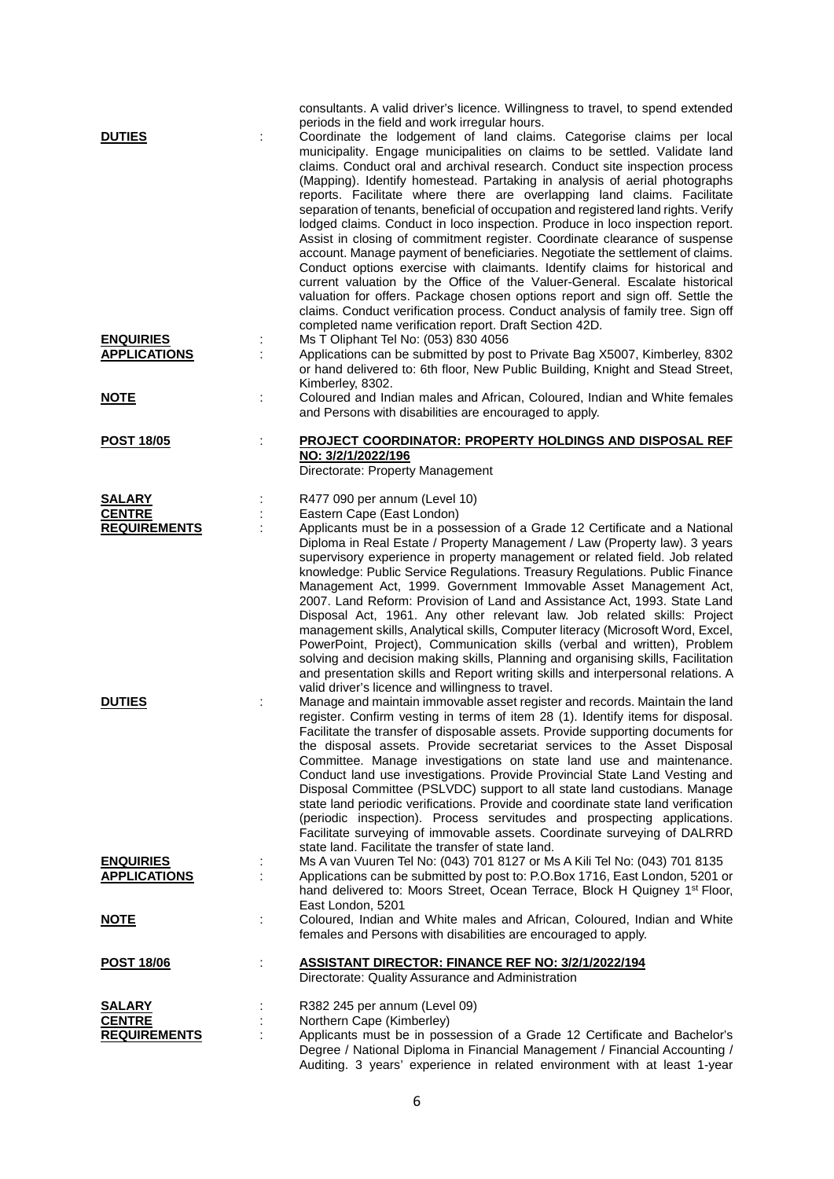consultants. A valid driver's licence. Willingness to travel, to spend extended periods in the field and work irregular hours.

**DUTIES** : Coordinate the lodgement of land claims. Categorise claims per local municipality. Engage municipalities on claims to be settled. Validate land claims. Conduct oral and archival research. Conduct site inspection process (Mapping). Identify homestead. Partaking in analysis of aerial photographs reports. Facilitate where there are overlapping land claims. Facilitate separation of tenants, beneficial of occupation and registered land rights. Verify lodged claims. Conduct in loco inspection. Produce in loco inspection report. Assist in closing of commitment register. Coordinate clearance of suspense account. Manage payment of beneficiaries. Negotiate the settlement of claims. Conduct options exercise with claimants. Identify claims for historical and current valuation by the Office of the Valuer-General. Escalate historical valuation for offers. Package chosen options report and sign off. Settle the claims. Conduct verification process. Conduct analysis of family tree. Sign off completed name verification report. Draft Section 42D.

**ENQUIRIES** : Ms T Oliphant Tel No: (053) 830 4056

**APPLICATIONS** : Applications can be submitted by post to Private Bag X5007, Kimberley, 8302 or hand delivered to: 6th floor, New Public Building, Knight and Stead Street, Kimberley, 8302.

**NOTE** : Coloured and Indian males and African, Coloured, Indian and White females and Persons with disabilities are encouraged to apply.

**POST 18/05** : **PROJECT COORDINATOR: PROPERTY HOLDINGS AND DISPOSAL REF NO: 3/2/1/2022/196**
Directorate: Property Management

**SALARY** : R477 090 per annum (Level 10)

**CENTRE** : Eastern Cape (East London)

**REQUIREMENTS** : Applicants must be in a possession of a Grade 12 Certificate and a National Diploma in Real Estate / Property Management / Law (Property law). 3 years supervisory experience in property management or related field. Job related knowledge: Public Service Regulations. Treasury Regulations. Public Finance Management Act, 1999. Government Immovable Asset Management Act, 2007. Land Reform: Provision of Land and Assistance Act, 1993. State Land Disposal Act, 1961. Any other relevant law. Job related skills: Project management skills, Analytical skills, Computer literacy (Microsoft Word, Excel, PowerPoint, Project), Communication skills (verbal and written), Problem solving and decision making skills, Planning and organising skills, Facilitation and presentation skills and Report writing skills and interpersonal relations. A valid driver's licence and willingness to travel.

**DUTIES** : Manage and maintain immovable asset register and records. Maintain the land register. Confirm vesting in terms of item 28 (1). Identify items for disposal. Facilitate the transfer of disposable assets. Provide supporting documents for the disposal assets. Provide secretariat services to the Asset Disposal Committee. Manage investigations on state land use and maintenance. Conduct land use investigations. Provide Provincial State Land Vesting and Disposal Committee (PSLVDC) support to all state land custodians. Manage state land periodic verifications. Provide and coordinate state land verification (periodic inspection). Process servitudes and prospecting applications. Facilitate surveying of immovable assets. Coordinate surveying of DALRRD state land. Facilitate the transfer of state land.

**ENQUIRIES** : Ms A van Vuuren Tel No: (043) 701 8127 or Ms A Kili Tel No: (043) 701 8135

**APPLICATIONS** : Applications can be submitted by post to: P.O.Box 1716, East London, 5201 or hand delivered to: Moors Street, Ocean Terrace, Block H Quigney 1st Floor, East London, 5201

**NOTE** : Coloured, Indian and White males and African, Coloured, Indian and White females and Persons with disabilities are encouraged to apply.

**POST 18/06** : **ASSISTANT DIRECTOR: FINANCE REF NO: 3/2/1/2022/194**
Directorate: Quality Assurance and Administration

**SALARY** : R382 245 per annum (Level 09)

**CENTRE** : Northern Cape (Kimberley)

**REQUIREMENTS** : Applicants must be in possession of a Grade 12 Certificate and Bachelor's Degree / National Diploma in Financial Management / Financial Accounting / Auditing. 3 years' experience in related environment with at least 1-year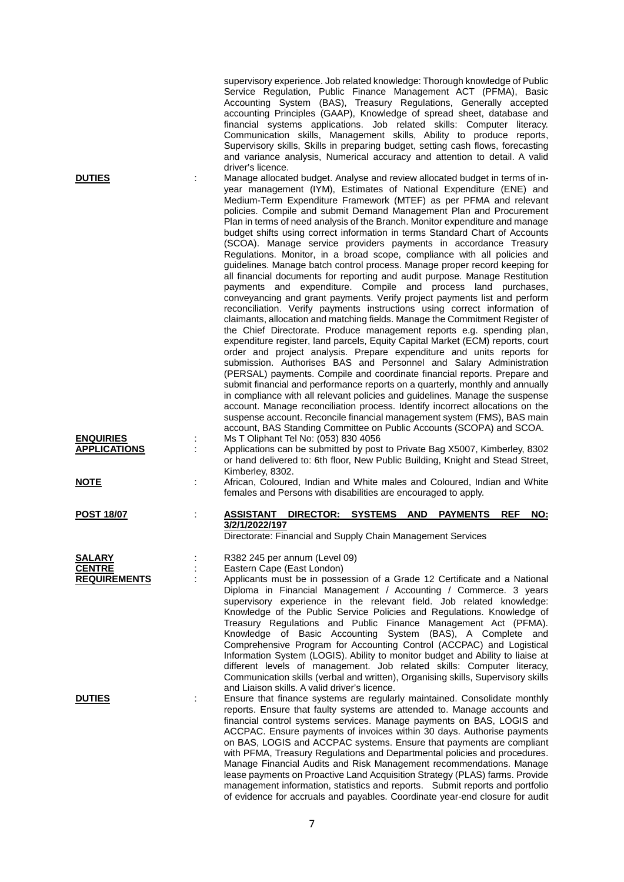supervisory experience. Job related knowledge: Thorough knowledge of Public Service Regulation, Public Finance Management ACT (PFMA), Basic Accounting System (BAS), Treasury Regulations, Generally accepted accounting Principles (GAAP), Knowledge of spread sheet, database and financial systems applications. Job related skills: Computer literacy. Communication skills, Management skills, Ability to produce reports, Supervisory skills, Skills in preparing budget, setting cash flows, forecasting and variance analysis, Numerical accuracy and attention to detail. A valid driver's licence.

**DUTIES** : Manage allocated budget. Analyse and review allocated budget in terms of in-year management (IYM), Estimates of National Expenditure (ENE) and Medium-Term Expenditure Framework (MTEF) as per PFMA and relevant policies. Compile and submit Demand Management Plan and Procurement Plan in terms of need analysis of the Branch. Monitor expenditure and manage budget shifts using correct information in terms Standard Chart of Accounts (SCOA). Manage service providers payments in accordance Treasury Regulations. Monitor, in a broad scope, compliance with all policies and guidelines. Manage batch control process. Manage proper record keeping for all financial documents for reporting and audit purpose. Manage Restitution payments and expenditure. Compile and process land purchases, conveyancing and grant payments. Verify project payments list and perform reconciliation. Verify payments instructions using correct information of claimants, allocation and matching fields. Manage the Commitment Register of the Chief Directorate. Produce management reports e.g. spending plan, expenditure register, land parcels, Equity Capital Market (ECM) reports, court order and project analysis. Prepare expenditure and units reports for submission. Authorises BAS and Personnel and Salary Administration (PERSAL) payments. Compile and coordinate financial reports. Prepare and submit financial and performance reports on a quarterly, monthly and annually in compliance with all relevant policies and guidelines. Manage the suspense account. Manage reconciliation process. Identify incorrect allocations on the suspense account. Reconcile financial management system (FMS), BAS main account, BAS Standing Committee on Public Accounts (SCOPA) and SCOA.

**ENQUIRIES** : Ms T Oliphant Tel No: (053) 830 4056

**APPLICATIONS** : Applications can be submitted by post to Private Bag X5007, Kimberley, 8302 or hand delivered to: 6th floor, New Public Building, Knight and Stead Street, Kimberley, 8302.

**NOTE** : African, Coloured, Indian and White males and Coloured, Indian and White females and Persons with disabilities are encouraged to apply.

**POST 18/07** : **ASSISTANT DIRECTOR: SYSTEMS AND PAYMENTS REF NO: 3/2/1/2022/197**

Directorate: Financial and Supply Chain Management Services

**SALARY** : R382 245 per annum (Level 09)

**CENTRE** : Eastern Cape (East London)

**REQUIREMENTS** : Applicants must be in possession of a Grade 12 Certificate and a National Diploma in Financial Management / Accounting / Commerce. 3 years supervisory experience in the relevant field. Job related knowledge: Knowledge of the Public Service Policies and Regulations. Knowledge of Treasury Regulations and Public Finance Management Act (PFMA). Knowledge of Basic Accounting System (BAS), A Complete and Comprehensive Program for Accounting Control (ACCPAC) and Logistical Information System (LOGIS). Ability to monitor budget and Ability to liaise at different levels of management. Job related skills: Computer literacy, Communication skills (verbal and written), Organising skills, Supervisory skills and Liaison skills. A valid driver's licence.

**DUTIES** : Ensure that finance systems are regularly maintained. Consolidate monthly reports. Ensure that faulty systems are attended to. Manage accounts and financial control systems services. Manage payments on BAS, LOGIS and ACCPAC. Ensure payments of invoices within 30 days. Authorise payments on BAS, LOGIS and ACCPAC systems. Ensure that payments are compliant with PFMA, Treasury Regulations and Departmental policies and procedures. Manage Financial Audits and Risk Management recommendations. Manage lease payments on Proactive Land Acquisition Strategy (PLAS) farms. Provide management information, statistics and reports. Submit reports and portfolio of evidence for accruals and payables. Coordinate year-end closure for audit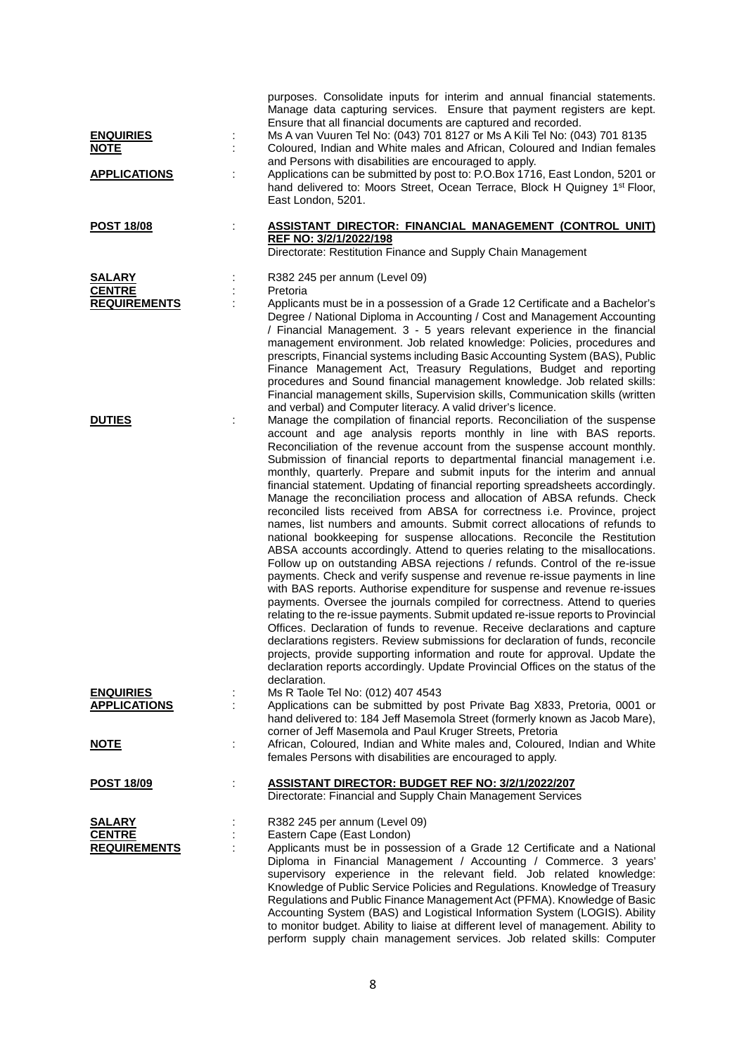purposes. Consolidate inputs for interim and annual financial statements. Manage data capturing services. Ensure that payment registers are kept. Ensure that all financial documents are captured and recorded.

**ENQUIRIES** : Ms A van Vuuren Tel No: (043) 701 8127 or Ms A Kili Tel No: (043) 701 8135

**NOTE** : Coloured, Indian and White males and African, Coloured and Indian females and Persons with disabilities are encouraged to apply.

**APPLICATIONS** : Applications can be submitted by post to: P.O.Box 1716, East London, 5201 or hand delivered to: Moors Street, Ocean Terrace, Block H Quigney 1st Floor, East London, 5201.

**POST 18/08** : **ASSISTANT DIRECTOR: FINANCIAL MANAGEMENT (CONTROL UNIT) REF NO: 3/2/1/2022/198**
Directorate: Restitution Finance and Supply Chain Management

**SALARY** : R382 245 per annum (Level 09)

**CENTRE** : Pretoria

**REQUIREMENTS** : Applicants must be in a possession of a Grade 12 Certificate and a Bachelor's Degree / National Diploma in Accounting / Cost and Management Accounting / Financial Management. 3 - 5 years relevant experience in the financial management environment. Job related knowledge: Policies, procedures and prescripts, Financial systems including Basic Accounting System (BAS), Public Finance Management Act, Treasury Regulations, Budget and reporting procedures and Sound financial management knowledge. Job related skills: Financial management skills, Supervision skills, Communication skills (written and verbal) and Computer literacy. A valid driver's licence.

**DUTIES** : Manage the compilation of financial reports. Reconciliation of the suspense account and age analysis reports monthly in line with BAS reports. Reconciliation of the revenue account from the suspense account monthly. Submission of financial reports to departmental financial management i.e. monthly, quarterly. Prepare and submit inputs for the interim and annual financial statement. Updating of financial reporting spreadsheets accordingly. Manage the reconciliation process and allocation of ABSA refunds. Check reconciled lists received from ABSA for correctness i.e. Province, project names, list numbers and amounts. Submit correct allocations of refunds to national bookkeeping for suspense allocations. Reconcile the Restitution ABSA accounts accordingly. Attend to queries relating to the misallocations. Follow up on outstanding ABSA rejections / refunds. Control of the re-issue payments. Check and verify suspense and revenue re-issue payments in line with BAS reports. Authorise expenditure for suspense and revenue re-issues payments. Oversee the journals compiled for correctness. Attend to queries relating to the re-issue payments. Submit updated re-issue reports to Provincial Offices. Declaration of funds to revenue. Receive declarations and capture declarations registers. Review submissions for declaration of funds, reconcile projects, provide supporting information and route for approval. Update the declaration reports accordingly. Update Provincial Offices on the status of the declaration.

**ENQUIRIES** : Ms R Taole Tel No: (012) 407 4543

**APPLICATIONS** : Applications can be submitted by post Private Bag X833, Pretoria, 0001 or hand delivered to: 184 Jeff Masemola Street (formerly known as Jacob Mare), corner of Jeff Masemola and Paul Kruger Streets, Pretoria

**NOTE** : African, Coloured, Indian and White males and, Coloured, Indian and White females Persons with disabilities are encouraged to apply.

**POST 18/09** : **ASSISTANT DIRECTOR: BUDGET REF NO: 3/2/1/2022/207**
Directorate: Financial and Supply Chain Management Services

**SALARY** : R382 245 per annum (Level 09)

**CENTRE** : Eastern Cape (East London)

**REQUIREMENTS** : Applicants must be in possession of a Grade 12 Certificate and a National Diploma in Financial Management / Accounting / Commerce. 3 years' supervisory experience in the relevant field. Job related knowledge: Knowledge of Public Service Policies and Regulations. Knowledge of Treasury Regulations and Public Finance Management Act (PFMA). Knowledge of Basic Accounting System (BAS) and Logistical Information System (LOGIS). Ability to monitor budget. Ability to liaise at different level of management. Ability to perform supply chain management services. Job related skills: Computer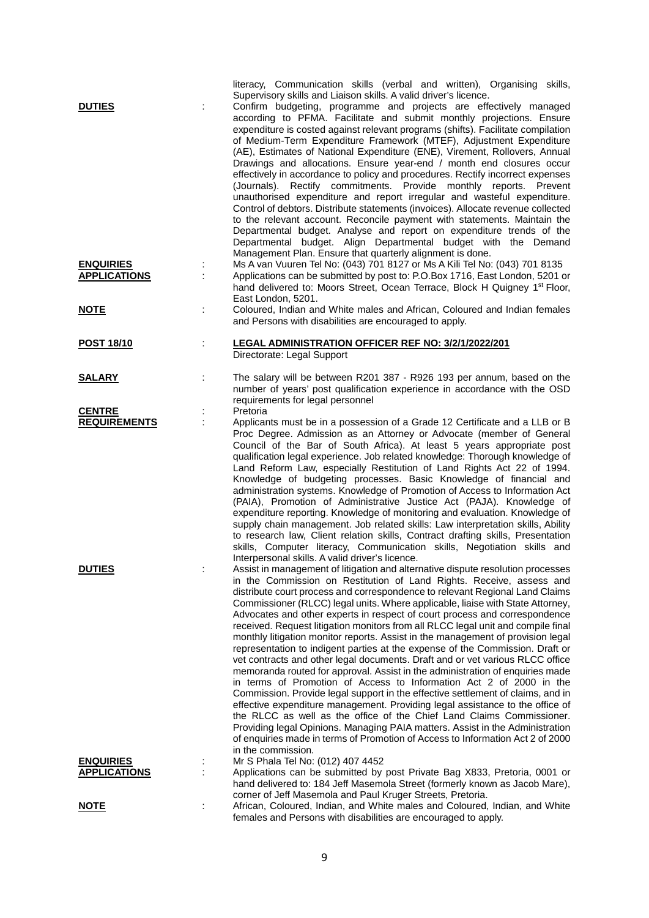literacy, Communication skills (verbal and written), Organising skills, Supervisory skills and Liaison skills. A valid driver's licence.

**DUTIES** : Confirm budgeting, programme and projects are effectively managed according to PFMA. Facilitate and submit monthly projections. Ensure expenditure is costed against relevant programs (shifts). Facilitate compilation of Medium-Term Expenditure Framework (MTEF), Adjustment Expenditure (AE), Estimates of National Expenditure (ENE), Virement, Rollovers, Annual Drawings and allocations. Ensure year-end / month end closures occur effectively in accordance to policy and procedures. Rectify incorrect expenses (Journals). Rectify commitments. Provide monthly reports. Prevent unauthorised expenditure and report irregular and wasteful expenditure. Control of debtors. Distribute statements (invoices). Allocate revenue collected to the relevant account. Reconcile payment with statements. Maintain the Departmental budget. Analyse and report on expenditure trends of the Departmental budget. Align Departmental budget with the Demand Management Plan. Ensure that quarterly alignment is done.

**ENQUIRIES** : Ms A van Vuuren Tel No: (043) 701 8127 or Ms A Kili Tel No: (043) 701 8135

**APPLICATIONS** : Applications can be submitted by post to: P.O.Box 1716, East London, 5201 or hand delivered to: Moors Street, Ocean Terrace, Block H Quigney 1st Floor, East London, 5201.

**NOTE** : Coloured, Indian and White males and African, Coloured and Indian females and Persons with disabilities are encouraged to apply.

**POST 18/10** : **LEGAL ADMINISTRATION OFFICER REF NO: 3/2/1/2022/201**
Directorate: Legal Support

**SALARY** : The salary will be between R201 387 - R926 193 per annum, based on the number of years' post qualification experience in accordance with the OSD requirements for legal personnel

**CENTRE** : Pretoria

**REQUIREMENTS** : Applicants must be in a possession of a Grade 12 Certificate and a LLB or B Proc Degree. Admission as an Attorney or Advocate (member of General Council of the Bar of South Africa). At least 5 years appropriate post qualification legal experience. Job related knowledge: Thorough knowledge of Land Reform Law, especially Restitution of Land Rights Act 22 of 1994. Knowledge of budgeting processes. Basic Knowledge of financial and administration systems. Knowledge of Promotion of Access to Information Act (PAIA), Promotion of Administrative Justice Act (PAJA). Knowledge of expenditure reporting. Knowledge of monitoring and evaluation. Knowledge of supply chain management. Job related skills: Law interpretation skills, Ability to research law, Client relation skills, Contract drafting skills, Presentation skills, Computer literacy, Communication skills, Negotiation skills and Interpersonal skills. A valid driver's licence.

**DUTIES** : Assist in management of litigation and alternative dispute resolution processes in the Commission on Restitution of Land Rights. Receive, assess and distribute court process and correspondence to relevant Regional Land Claims Commissioner (RLCC) legal units. Where applicable, liaise with State Attorney, Advocates and other experts in respect of court process and correspondence received. Request litigation monitors from all RLCC legal unit and compile final monthly litigation monitor reports. Assist in the management of provision legal representation to indigent parties at the expense of the Commission. Draft or vet contracts and other legal documents. Draft and or vet various RLCC office memoranda routed for approval. Assist in the administration of enquiries made in terms of Promotion of Access to Information Act 2 of 2000 in the Commission. Provide legal support in the effective settlement of claims, and in effective expenditure management. Providing legal assistance to the office of the RLCC as well as the office of the Chief Land Claims Commissioner. Providing legal Opinions. Managing PAIA matters. Assist in the Administration of enquiries made in terms of Promotion of Access to Information Act 2 of 2000 in the commission.

**ENQUIRIES** : Mr S Phala Tel No: (012) 407 4452

**APPLICATIONS** : Applications can be submitted by post Private Bag X833, Pretoria, 0001 or hand delivered to: 184 Jeff Masemola Street (formerly known as Jacob Mare), corner of Jeff Masemola and Paul Kruger Streets, Pretoria.

**NOTE** : African, Coloured, Indian, and White males and Coloured, Indian, and White females and Persons with disabilities are encouraged to apply.